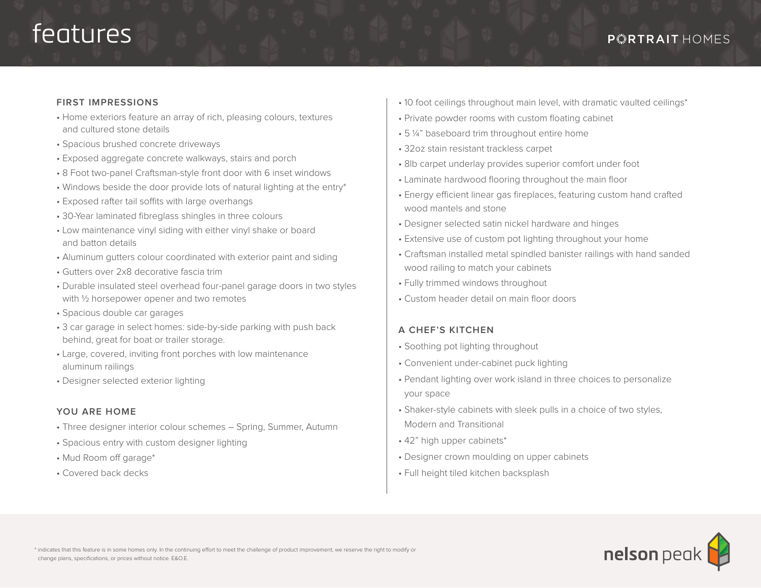# features

PORTRAIT HOMES

## FIRST IMPRESSIONS

- Home exteriors feature an array of rich, pleasing colours, textures and cultured stone details
- Spacious brushed concrete driveways
- Exposed aggregate concrete walkways, stairs and porch
- 8 Foot two-panel Craftsman-style front door with 6 inset windows
- Windows beside the door provide lots of natural lighting at the entry*
- Exposed rafter tail soffits with large overhangs
- 30-Year laminated fibreglass shingles in three colours
- Low maintenance vinyl siding with either vinyl shake or board and batton details
- Aluminum gutters colour coordinated with exterior paint and siding
- Gutters over 2x8 decorative fascia trim
- Durable insulated steel overhead four-panel garage doors in two styles with ½ horsepower opener and two remotes
- Spacious double car garages
- 3 car garage in select homes: side-by-side parking with push back behind, great for boat or trailer storage.
- Large, covered, inviting front porches with low maintenance aluminum railings
- Designer selected exterior lighting

## YOU ARE HOME

- Three designer interior colour schemes – Spring, Summer, Autumn
- Spacious entry with custom designer lighting
- Mud Room off garage*
- Covered back decks
- 10 foot ceilings throughout main level, with dramatic vaulted ceilings*
- Private powder rooms with custom floating cabinet
- 5 ¼" baseboard trim throughout entire home
- 32oz stain resistant trackless carpet
- 8lb carpet underlay provides superior comfort under foot
- Laminate hardwood flooring throughout the main floor
- Energy efficient linear gas fireplaces, featuring custom hand crafted wood mantels and stone
- Designer selected satin nickel hardware and hinges
- Extensive use of custom pot lighting throughout your home
- Craftsman installed metal spindled banister railings with hand sanded wood railing to match your cabinets
- Fully trimmed windows throughout
- Custom header detail on main floor doors

## A CHEF'S KITCHEN

- Soothing pot lighting throughout
- Convenient under-cabinet puck lighting
- Pendant lighting over work island in three choices to personalize your space
- Shaker-style cabinets with sleek pulls in a choice of two styles, Modern and Transitional
- 42" high upper cabinets*
- Designer crown moulding on upper cabinets
- Full height tiled kitchen backsplash

* indicates that this feature is in some homes only. In the continuing effort to meet the challenge of product improvement, we reserve the right to modify or change plans, specifications, or prices without notice. E&O.E.

nelson peak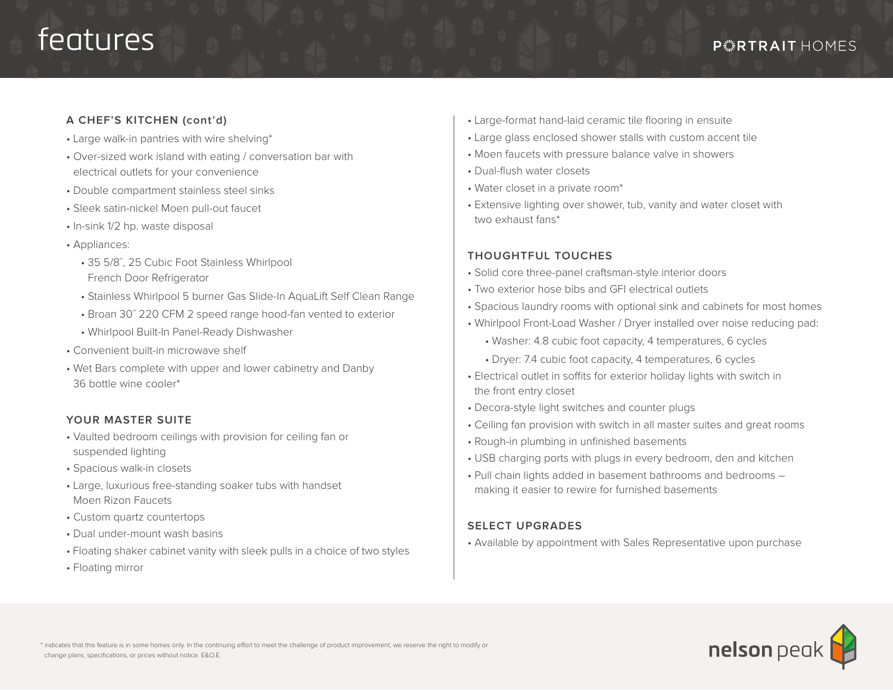# features

### A CHEF'S KITCHEN (cont'd)

- Large walk-in pantries with wire shelving*
- Over-sized work island with eating / conversation bar with electrical outlets for your convenience
- Double compartment stainless steel sinks
- Sleek satin-nickel Moen pull-out faucet
- In-sink 1/2 hp. waste disposal
- Appliances:
  - 35 5/8″, 25 Cubic Foot Stainless Whirlpool French Door Refrigerator
  - Stainless Whirlpool 5 burner Gas Slide-In AquaLift Self Clean Range
  - Broan 30″ 220 CFM 2 speed range hood-fan vented to exterior
  - Whirlpool Built-In Panel-Ready Dishwasher
- Convenient built-in microwave shelf
- Wet Bars complete with upper and lower cabinetry and Danby 36 bottle wine cooler*

### YOUR MASTER SUITE

- Vaulted bedroom ceilings with provision for ceiling fan or suspended lighting
- Spacious walk-in closets
- Large, luxurious free-standing soaker tubs with handset Moen Rizon Faucets
- Custom quartz countertops
- Dual under-mount wash basins
- Floating shaker cabinet vanity with sleek pulls in a choice of two styles
- Floating mirror
- Large-format hand-laid ceramic tile flooring in ensuite
- Large glass enclosed shower stalls with custom accent tile
- Moen faucets with pressure balance valve in showers
- Dual-flush water closets
- Water closet in a private room*
- Extensive lighting over shower, tub, vanity and water closet with two exhaust fans*

### THOUGHTFUL TOUCHES

- Solid core three-panel craftsman-style interior doors
- Two exterior hose bibs and GFI electrical outlets
- Spacious laundry rooms with optional sink and cabinets for most homes
- Whirlpool Front-Load Washer / Dryer installed over noise reducing pad:
  - Washer: 4.8 cubic foot capacity, 4 temperatures, 6 cycles
  - Dryer: 7.4 cubic foot capacity, 4 temperatures, 6 cycles
- Electrical outlet in soffits for exterior holiday lights with switch in the front entry closet
- Decora-style light switches and counter plugs
- Ceiling fan provision with switch in all master suites and great rooms
- Rough-in plumbing in unfinished basements
- USB charging ports with plugs in every bedroom, den and kitchen
- Pull chain lights added in basement bathrooms and bedrooms – making it easier to rewire for furnished basements

### SELECT UPGRADES

- Available by appointment with Sales Representative upon purchase

* indicates that this feature is in some homes only. In the continuing effort to meet the challenge of product improvement, we reserve the right to modify or change plans, specifications, or prices without notice. E&O.E.